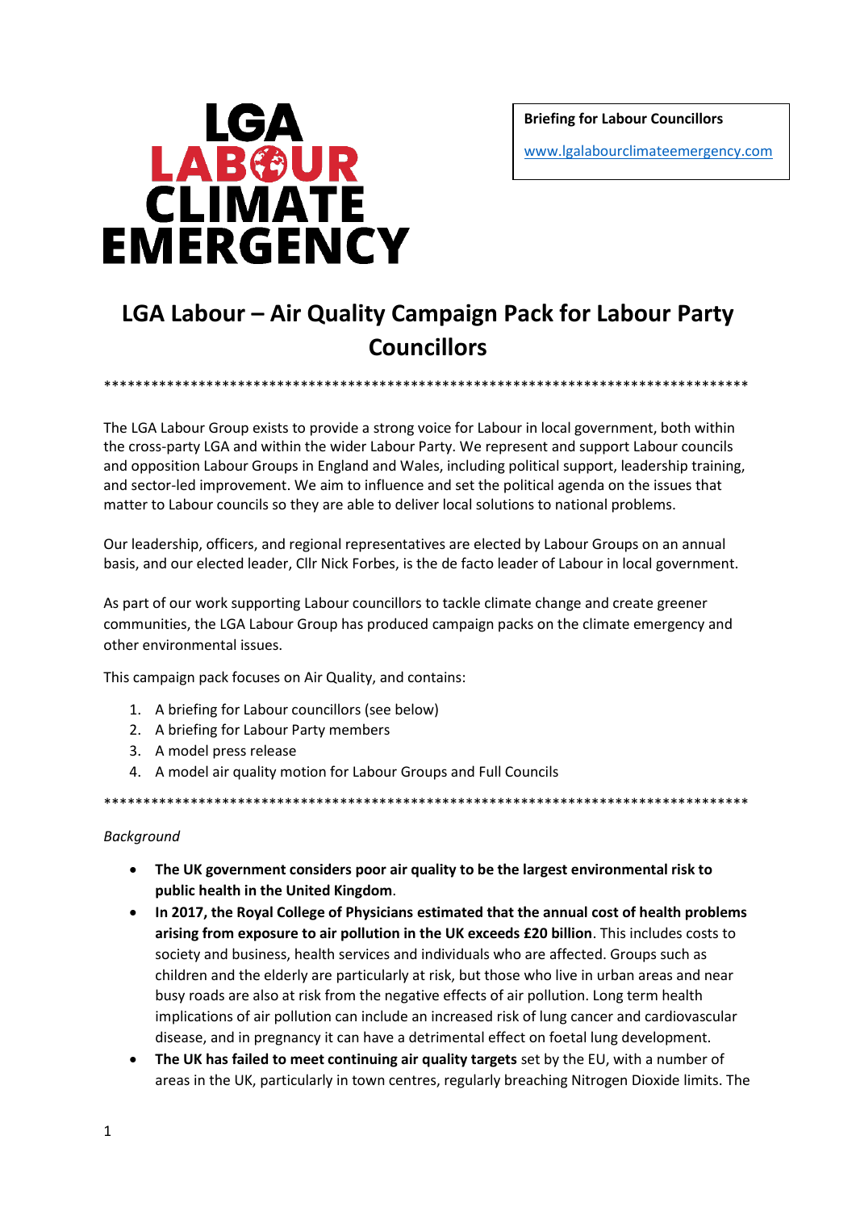LGA LABOUR CLIMATE EMERGENCY

**Briefing for Labour Councillors**

www.lgalabourclimateemergency.com

# LGA Labour – Air Quality Campaign Pack for Labour Party Councillors

************************************************************************************

The LGA Labour Group exists to provide a strong voice for Labour in local government, both within the cross-party LGA and within the wider Labour Party. We represent and support Labour councils and opposition Labour Groups in England and Wales, including political support, leadership training, and sector-led improvement. We aim to influence and set the political agenda on the issues that matter to Labour councils so they are able to deliver local solutions to national problems.

Our leadership, officers, and regional representatives are elected by Labour Groups on an annual basis, and our elected leader, Cllr Nick Forbes, is the de facto leader of Labour in local government.

As part of our work supporting Labour councillors to tackle climate change and create greener communities, the LGA Labour Group has produced campaign packs on the climate emergency and other environmental issues.

This campaign pack focuses on Air Quality, and contains:

1. A briefing for Labour councillors (see below)
2. A briefing for Labour Party members
3. A model press release
4. A model air quality motion for Labour Groups and Full Councils

************************************************************************************

*Background*

- **The UK government considers poor air quality to be the largest environmental risk to public health in the United Kingdom**.
- **In 2017, the Royal College of Physicians estimated that the annual cost of health problems arising from exposure to air pollution in the UK exceeds £20 billion**. This includes costs to society and business, health services and individuals who are affected. Groups such as children and the elderly are particularly at risk, but those who live in urban areas and near busy roads are also at risk from the negative effects of air pollution. Long term health implications of air pollution can include an increased risk of lung cancer and cardiovascular disease, and in pregnancy it can have a detrimental effect on foetal lung development.
- **The UK has failed to meet continuing air quality targets** set by the EU, with a number of areas in the UK, particularly in town centres, regularly breaching Nitrogen Dioxide limits. The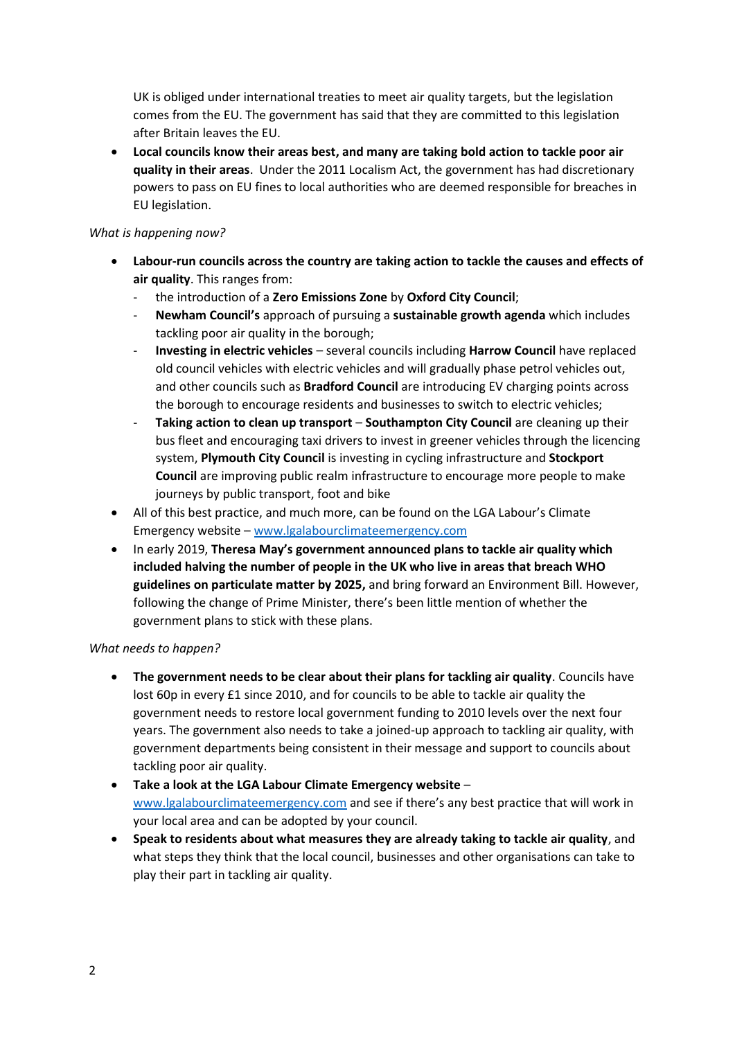UK is obliged under international treaties to meet air quality targets, but the legislation comes from the EU. The government has said that they are committed to this legislation after Britain leaves the EU.

- **Local councils know their areas best, and many are taking bold action to tackle poor air quality in their areas**. Under the 2011 Localism Act, the government has had discretionary powers to pass on EU fines to local authorities who are deemed responsible for breaches in EU legislation.

*What is happening now?*

- **Labour-run councils across the country are taking action to tackle the causes and effects of air quality**. This ranges from:
  - the introduction of a **Zero Emissions Zone** by **Oxford City Council**;
  - **Newham Council's** approach of pursuing a **sustainable growth agenda** which includes tackling poor air quality in the borough;
  - **Investing in electric vehicles** – several councils including **Harrow Council** have replaced old council vehicles with electric vehicles and will gradually phase petrol vehicles out, and other councils such as **Bradford Council** are introducing EV charging points across the borough to encourage residents and businesses to switch to electric vehicles;
  - **Taking action to clean up transport** – **Southampton City Council** are cleaning up their bus fleet and encouraging taxi drivers to invest in greener vehicles through the licencing system, **Plymouth City Council** is investing in cycling infrastructure and **Stockport Council** are improving public realm infrastructure to encourage more people to make journeys by public transport, foot and bike
- All of this best practice, and much more, can be found on the LGA Labour's Climate Emergency website – www.lgalabourclimateemergency.com
- In early 2019, **Theresa May's government announced plans to tackle air quality which included halving the number of people in the UK who live in areas that breach WHO guidelines on particulate matter by 2025,** and bring forward an Environment Bill. However, following the change of Prime Minister, there's been little mention of whether the government plans to stick with these plans.

*What needs to happen?*

- **The government needs to be clear about their plans for tackling air quality**. Councils have lost 60p in every £1 since 2010, and for councils to be able to tackle air quality the government needs to restore local government funding to 2010 levels over the next four years. The government also needs to take a joined-up approach to tackling air quality, with government departments being consistent in their message and support to councils about tackling poor air quality.
- **Take a look at the LGA Labour Climate Emergency website** – www.lgalabourclimateemergency.com and see if there's any best practice that will work in your local area and can be adopted by your council.
- **Speak to residents about what measures they are already taking to tackle air quality**, and what steps they think that the local council, businesses and other organisations can take to play their part in tackling air quality.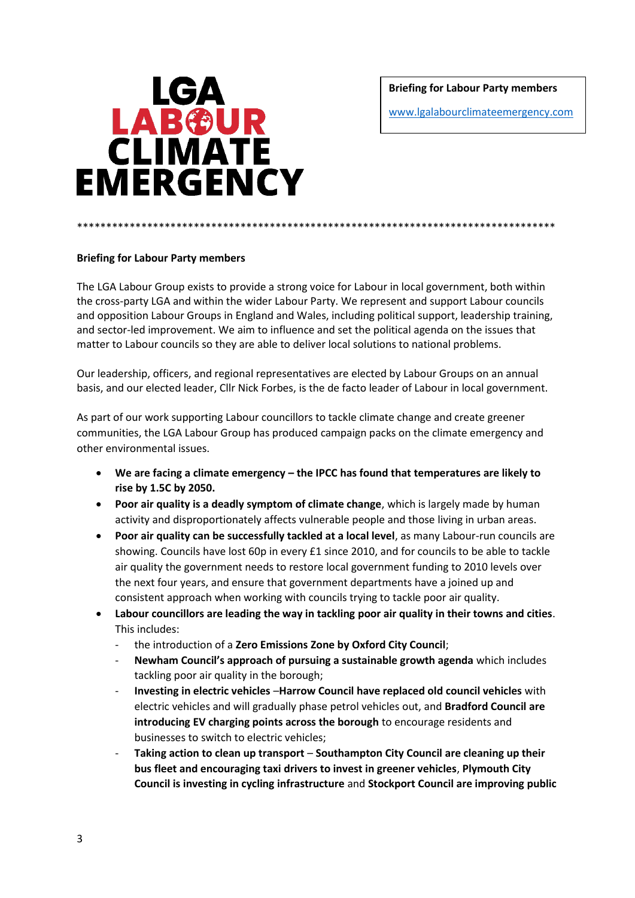**LGA LABOUR CLIMATE EMERGENCY**

**Briefing for Labour Party members**

www.lgalabourclimateemergency.com

************************************************************************************

**Briefing for Labour Party members**

The LGA Labour Group exists to provide a strong voice for Labour in local government, both within the cross-party LGA and within the wider Labour Party. We represent and support Labour councils and opposition Labour Groups in England and Wales, including political support, leadership training, and sector-led improvement. We aim to influence and set the political agenda on the issues that matter to Labour councils so they are able to deliver local solutions to national problems.

Our leadership, officers, and regional representatives are elected by Labour Groups on an annual basis, and our elected leader, Cllr Nick Forbes, is the de facto leader of Labour in local government.

As part of our work supporting Labour councillors to tackle climate change and create greener communities, the LGA Labour Group has produced campaign packs on the climate emergency and other environmental issues.

- **We are facing a climate emergency – the IPCC has found that temperatures are likely to rise by 1.5C by 2050.**
- **Poor air quality is a deadly symptom of climate change**, which is largely made by human activity and disproportionately affects vulnerable people and those living in urban areas.
- **Poor air quality can be successfully tackled at a local level**, as many Labour-run councils are showing. Councils have lost 60p in every £1 since 2010, and for councils to be able to tackle air quality the government needs to restore local government funding to 2010 levels over the next four years, and ensure that government departments have a joined up and consistent approach when working with councils trying to tackle poor air quality.
- **Labour councillors are leading the way in tackling poor air quality in their towns and cities**. This includes:
  - the introduction of a **Zero Emissions Zone by Oxford City Council**;
  - **Newham Council's approach of pursuing a sustainable growth agenda** which includes tackling poor air quality in the borough;
  - **Investing in electric vehicles** –**Harrow Council have replaced old council vehicles** with electric vehicles and will gradually phase petrol vehicles out, and **Bradford Council are introducing EV charging points across the borough** to encourage residents and businesses to switch to electric vehicles;
  - **Taking action to clean up transport** – **Southampton City Council are cleaning up their bus fleet and encouraging taxi drivers to invest in greener vehicles**, **Plymouth City Council is investing in cycling infrastructure** and **Stockport Council are improving public**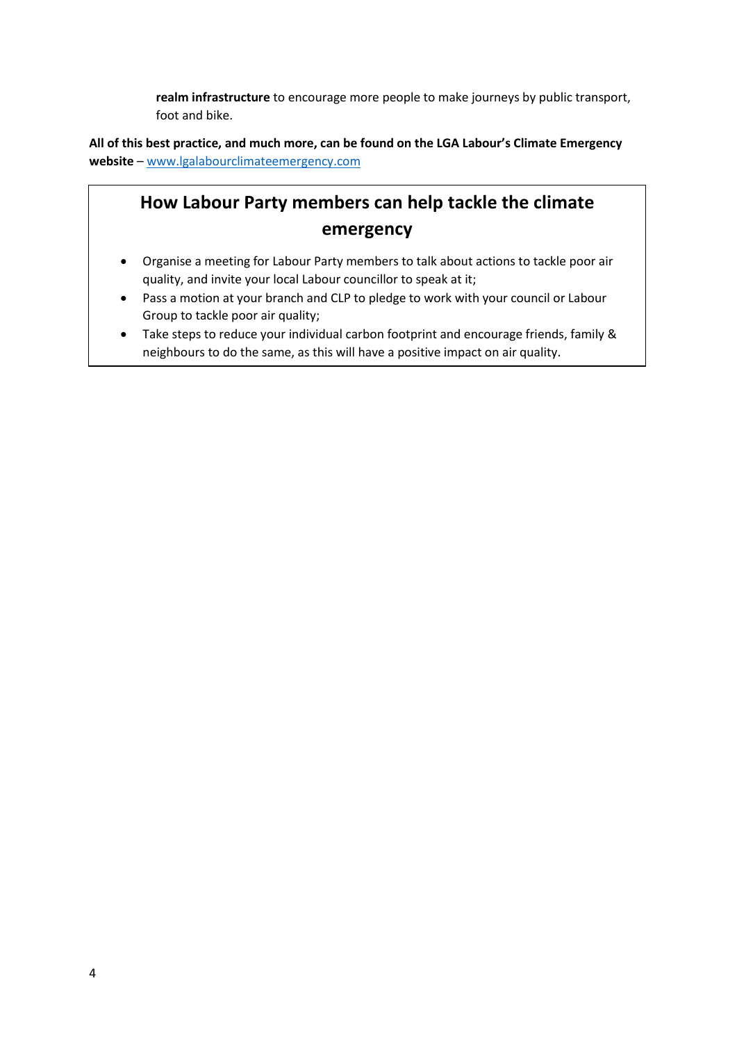**realm infrastructure** to encourage more people to make journeys by public transport, foot and bike.

**All of this best practice, and much more, can be found on the LGA Labour's Climate Emergency website** – www.lgalabourclimateemergency.com

## How Labour Party members can help tackle the climate emergency

- Organise a meeting for Labour Party members to talk about actions to tackle poor air quality, and invite your local Labour councillor to speak at it;
- Pass a motion at your branch and CLP to pledge to work with your council or Labour Group to tackle poor air quality;
- Take steps to reduce your individual carbon footprint and encourage friends, family & neighbours to do the same, as this will have a positive impact on air quality.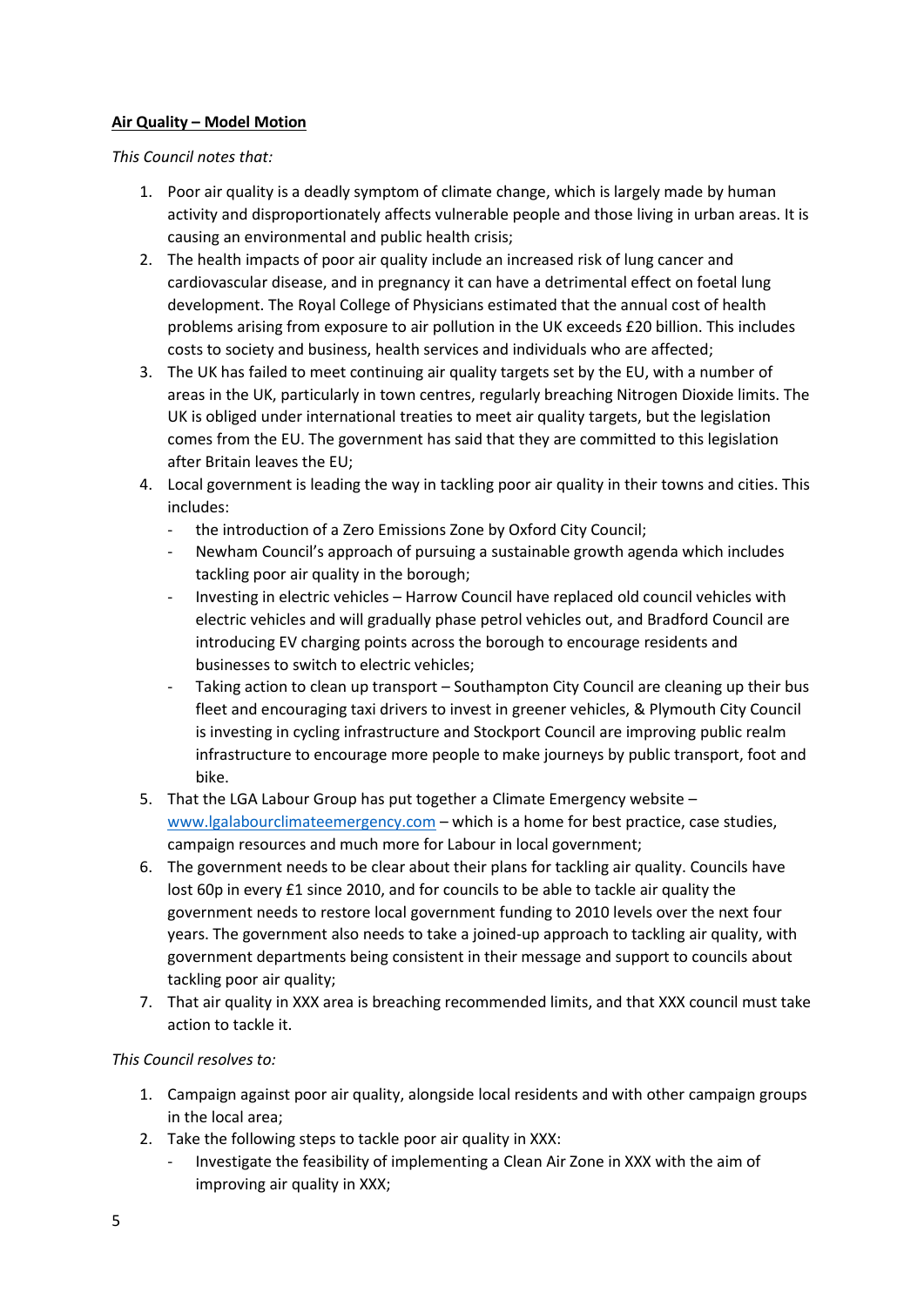**Air Quality – Model Motion**

*This Council notes that:*

1. Poor air quality is a deadly symptom of climate change, which is largely made by human activity and disproportionately affects vulnerable people and those living in urban areas. It is causing an environmental and public health crisis;
2. The health impacts of poor air quality include an increased risk of lung cancer and cardiovascular disease, and in pregnancy it can have a detrimental effect on foetal lung development. The Royal College of Physicians estimated that the annual cost of health problems arising from exposure to air pollution in the UK exceeds £20 billion. This includes costs to society and business, health services and individuals who are affected;
3. The UK has failed to meet continuing air quality targets set by the EU, with a number of areas in the UK, particularly in town centres, regularly breaching Nitrogen Dioxide limits. The UK is obliged under international treaties to meet air quality targets, but the legislation comes from the EU. The government has said that they are committed to this legislation after Britain leaves the EU;
4. Local government is leading the way in tackling poor air quality in their towns and cities. This includes:
   - the introduction of a Zero Emissions Zone by Oxford City Council;
   - Newham Council's approach of pursuing a sustainable growth agenda which includes tackling poor air quality in the borough;
   - Investing in electric vehicles – Harrow Council have replaced old council vehicles with electric vehicles and will gradually phase petrol vehicles out, and Bradford Council are introducing EV charging points across the borough to encourage residents and businesses to switch to electric vehicles;
   - Taking action to clean up transport – Southampton City Council are cleaning up their bus fleet and encouraging taxi drivers to invest in greener vehicles, & Plymouth City Council is investing in cycling infrastructure and Stockport Council are improving public realm infrastructure to encourage more people to make journeys by public transport, foot and bike.
5. That the LGA Labour Group has put together a Climate Emergency website – [www.lgalabourclimateemergency.com](http://www.lgalabourclimateemergency.com) – which is a home for best practice, case studies, campaign resources and much more for Labour in local government;
6. The government needs to be clear about their plans for tackling air quality. Councils have lost 60p in every £1 since 2010, and for councils to be able to tackle air quality the government needs to restore local government funding to 2010 levels over the next four years. The government also needs to take a joined-up approach to tackling air quality, with government departments being consistent in their message and support to councils about tackling poor air quality;
7. That air quality in XXX area is breaching recommended limits, and that XXX council must take action to tackle it.

*This Council resolves to:*

1. Campaign against poor air quality, alongside local residents and with other campaign groups in the local area;
2. Take the following steps to tackle poor air quality in XXX:
   - Investigate the feasibility of implementing a Clean Air Zone in XXX with the aim of improving air quality in XXX;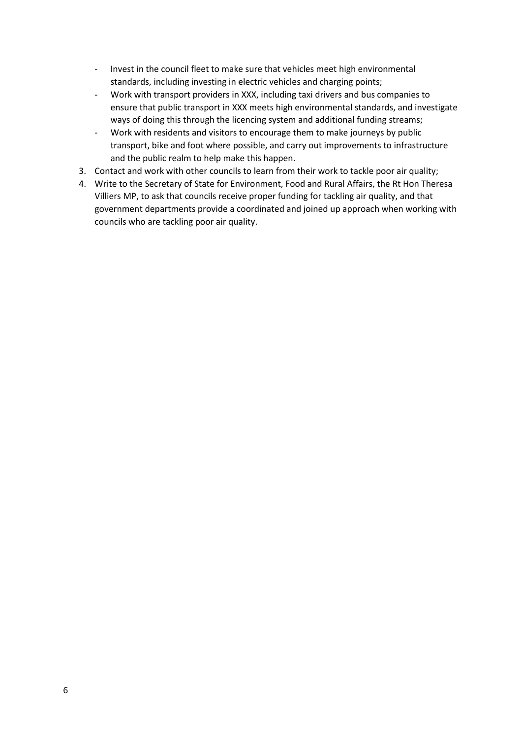- Invest in the council fleet to make sure that vehicles meet high environmental standards, including investing in electric vehicles and charging points;
- Work with transport providers in XXX, including taxi drivers and bus companies to ensure that public transport in XXX meets high environmental standards, and investigate ways of doing this through the licencing system and additional funding streams;
- Work with residents and visitors to encourage them to make journeys by public transport, bike and foot where possible, and carry out improvements to infrastructure and the public realm to help make this happen.

3. Contact and work with other councils to learn from their work to tackle poor air quality;
4. Write to the Secretary of State for Environment, Food and Rural Affairs, the Rt Hon Theresa Villiers MP, to ask that councils receive proper funding for tackling air quality, and that government departments provide a coordinated and joined up approach when working with councils who are tackling poor air quality.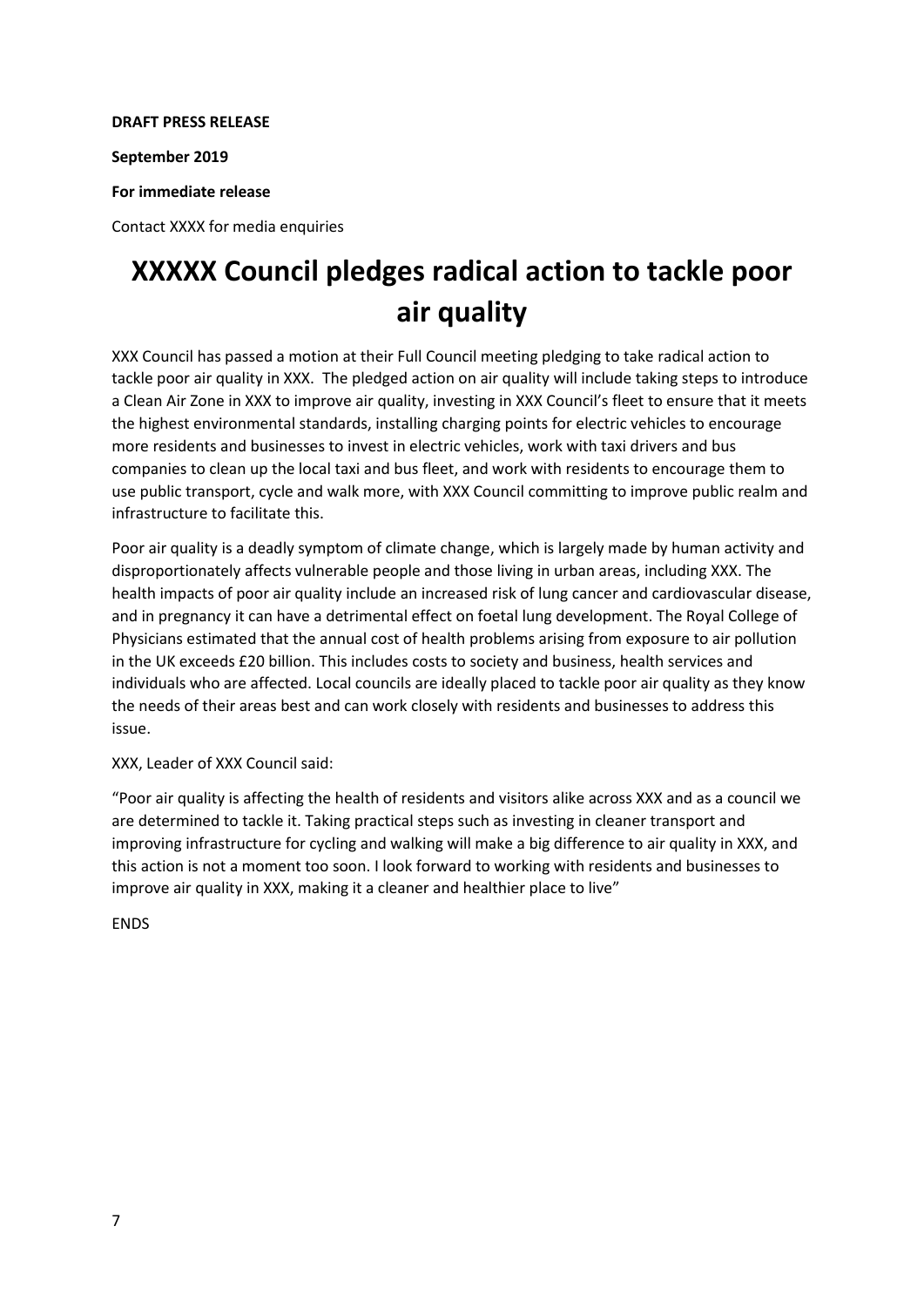**DRAFT PRESS RELEASE**

**September 2019**

**For immediate release**

Contact XXXX for media enquiries

# XXXXX Council pledges radical action to tackle poor air quality

XXX Council has passed a motion at their Full Council meeting pledging to take radical action to tackle poor air quality in XXX. The pledged action on air quality will include taking steps to introduce a Clean Air Zone in XXX to improve air quality, investing in XXX Council's fleet to ensure that it meets the highest environmental standards, installing charging points for electric vehicles to encourage more residents and businesses to invest in electric vehicles, work with taxi drivers and bus companies to clean up the local taxi and bus fleet, and work with residents to encourage them to use public transport, cycle and walk more, with XXX Council committing to improve public realm and infrastructure to facilitate this.

Poor air quality is a deadly symptom of climate change, which is largely made by human activity and disproportionately affects vulnerable people and those living in urban areas, including XXX. The health impacts of poor air quality include an increased risk of lung cancer and cardiovascular disease, and in pregnancy it can have a detrimental effect on foetal lung development. The Royal College of Physicians estimated that the annual cost of health problems arising from exposure to air pollution in the UK exceeds £20 billion. This includes costs to society and business, health services and individuals who are affected. Local councils are ideally placed to tackle poor air quality as they know the needs of their areas best and can work closely with residents and businesses to address this issue.

XXX, Leader of XXX Council said:

"Poor air quality is affecting the health of residents and visitors alike across XXX and as a council we are determined to tackle it. Taking practical steps such as investing in cleaner transport and improving infrastructure for cycling and walking will make a big difference to air quality in XXX, and this action is not a moment too soon. I look forward to working with residents and businesses to improve air quality in XXX, making it a cleaner and healthier place to live"

ENDS